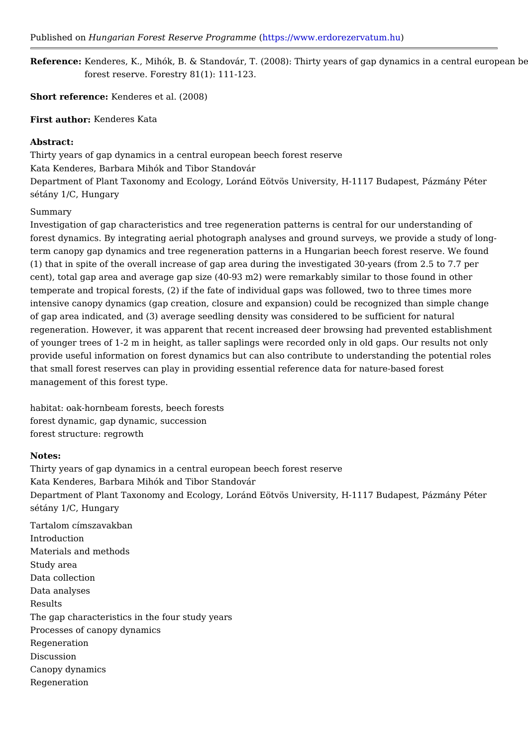Published on *Hungarian Forest Reserve Programme* (https://www.erdorezervatum.hu)

---

**Reference:** Kenderes, K., Mihók, B. & Standovár, T. (2008): Thirty years of gap dynamics in a central european be forest reserve. Forestry 81(1): 111-123.

**Short reference:** Kenderes et al. (2008)

**First author:** Kenderes Kata

**Abstract:**

Thirty years of gap dynamics in a central european beech forest reserve
Kata Kenderes, Barbara Mihók and Tibor Standovár
Department of Plant Taxonomy and Ecology, Loránd Eötvös University, H-1117 Budapest, Pázmány Péter sétány 1/C, Hungary

Summary
Investigation of gap characteristics and tree regeneration patterns is central for our understanding of forest dynamics. By integrating aerial photograph analyses and ground surveys, we provide a study of long-term canopy gap dynamics and tree regeneration patterns in a Hungarian beech forest reserve. We found (1) that in spite of the overall increase of gap area during the investigated 30-years (from 2.5 to 7.7 per cent), total gap area and average gap size (40-93 m2) were remarkably similar to those found in other temperate and tropical forests, (2) if the fate of individual gaps was followed, two to three times more intensive canopy dynamics (gap creation, closure and expansion) could be recognized than simple change of gap area indicated, and (3) average seedling density was considered to be sufficient for natural regeneration. However, it was apparent that recent increased deer browsing had prevented establishment of younger trees of 1-2 m in height, as taller saplings were recorded only in old gaps. Our results not only provide useful information on forest dynamics but can also contribute to understanding the potential roles that small forest reserves can play in providing essential reference data for nature-based forest management of this forest type.

habitat: oak-hornbeam forests, beech forests
forest dynamic, gap dynamic, succession
forest structure: regrowth

**Notes:**

Thirty years of gap dynamics in a central european beech forest reserve
Kata Kenderes, Barbara Mihók and Tibor Standovár
Department of Plant Taxonomy and Ecology, Loránd Eötvös University, H-1117 Budapest, Pázmány Péter sétány 1/C, Hungary

Tartalom címszavakban
Introduction
Materials and methods
Study area
Data collection
Data analyses
Results
The gap characteristics in the four study years
Processes of canopy dynamics
Regeneration
Discussion
Canopy dynamics
Regeneration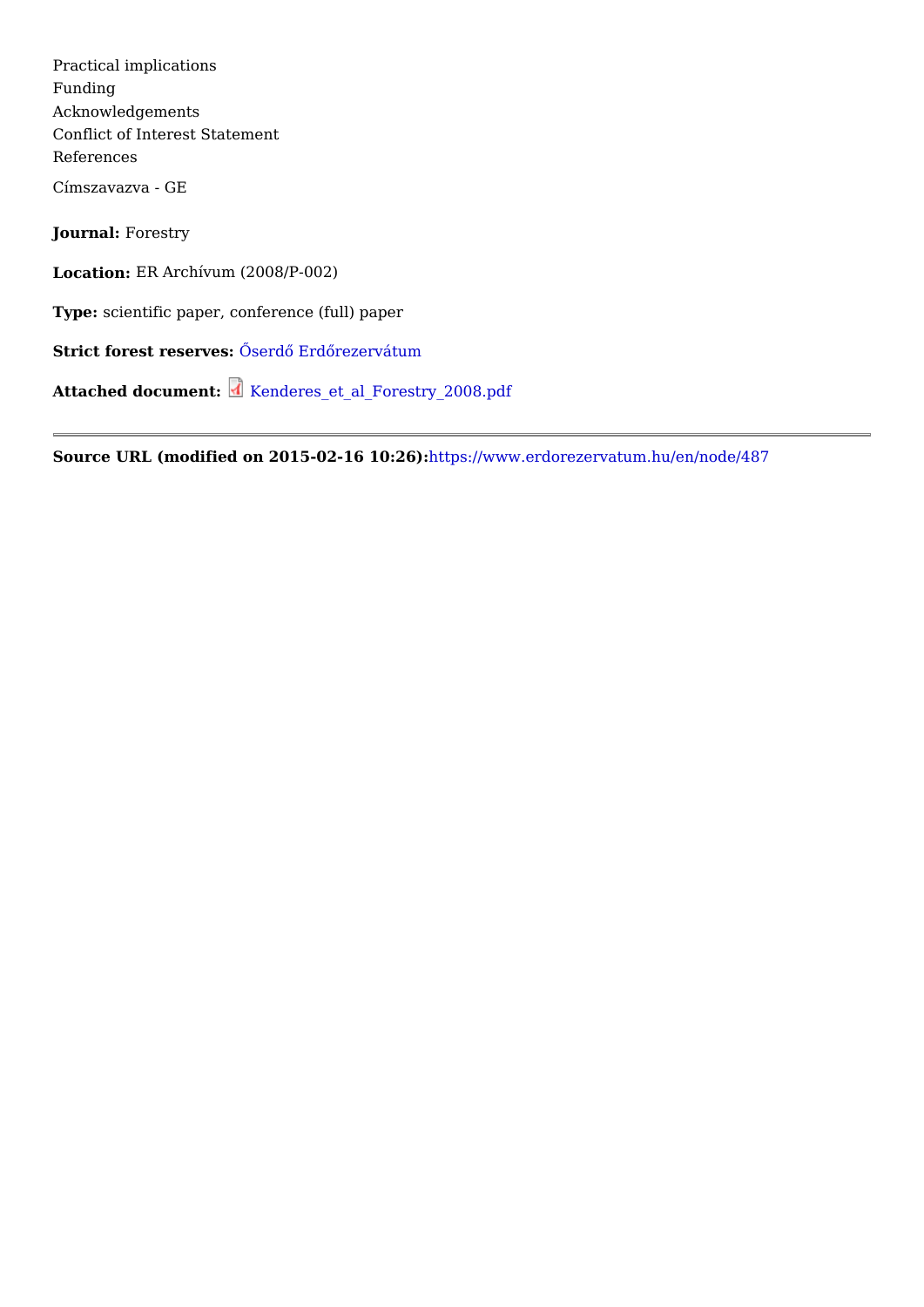Practical implications
Funding
Acknowledgements
Conflict of Interest Statement
References

Címszavazva - GE

**Journal:** Forestry

**Location:** ER Archívum (2008/P-002)

**Type:** scientific paper, conference (full) paper

**Strict forest reserves:** Őserdő Erdőrezervátum

**Attached document:** Kenderes_et_al_Forestry_2008.pdf

---

**Source URL (modified on 2015-02-16 10:26):** https://www.erdorezervatum.hu/en/node/487